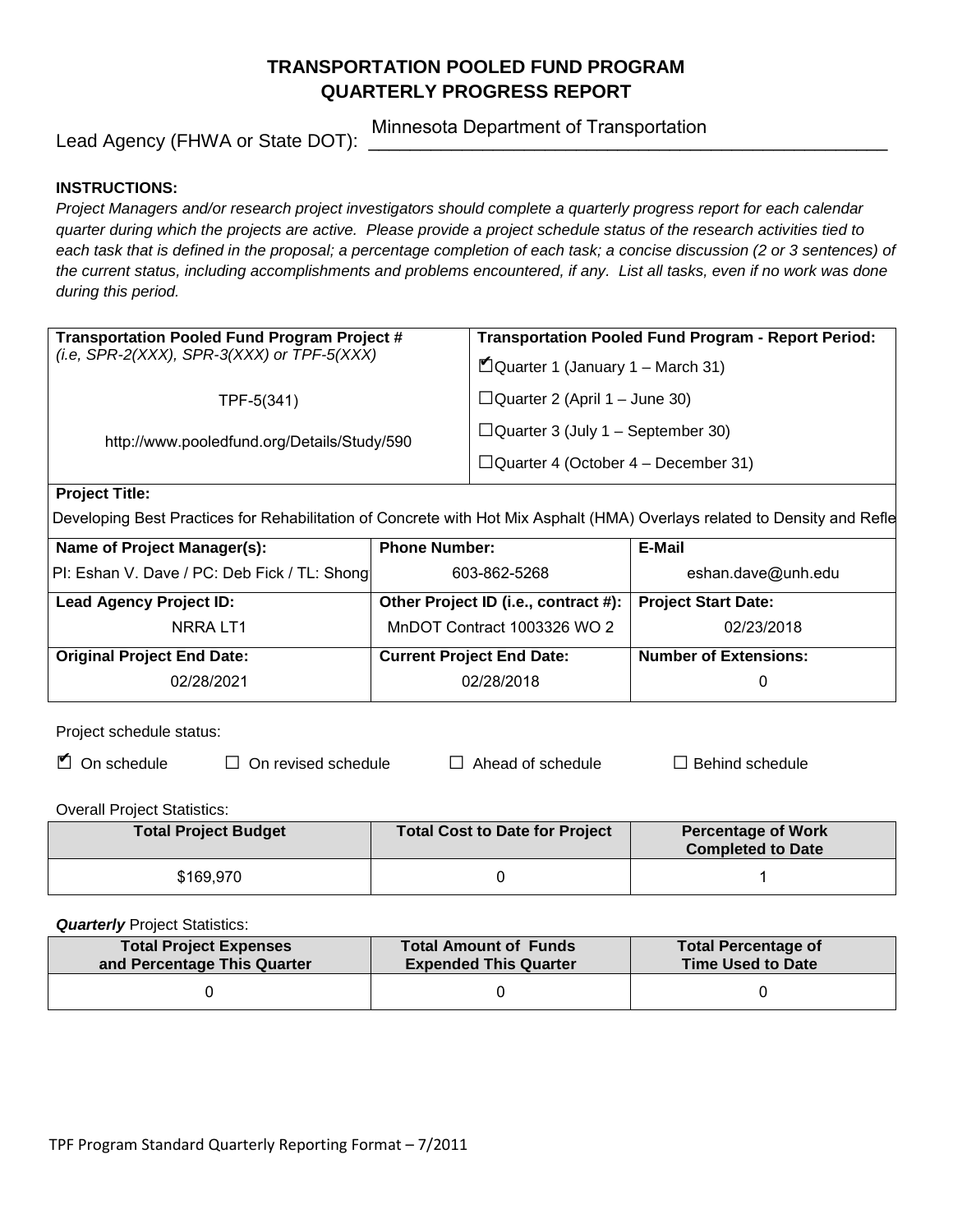# TRANSPORTATION POOLED FUND PROGRAM
# QUARTERLY PROGRESS REPORT

Lead Agency (FHWA or State DOT): Minnesota Department of Transportation

**INSTRUCTIONS:**

*Project Managers and/or research project investigators should complete a quarterly progress report for each calendar quarter during which the projects are active. Please provide a project schedule status of the research activities tied to each task that is defined in the proposal; a percentage completion of each task; a concise discussion (2 or 3 sentences) of the current status, including accomplishments and problems encountered, if any. List all tasks, even if no work was done during this period.*

| **Transportation Pooled Fund Program Project #** *(i.e, SPR-2(XXX), SPR-3(XXX) or TPF-5(XXX)* | **Transportation Pooled Fund Program - Report Period:** |
|---|---|
| TPF-5(341) | ☑Quarter 1 (January 1 – March 31) |
| | ☐Quarter 2 (April 1 – June 30) |
| http://www.pooledfund.org/Details/Study/590 | ☐Quarter 3 (July 1 – September 30) |
| | ☐Quarter 4 (October 4 – December 31) |

**Project Title:**

Developing Best Practices for Rehabilitation of Concrete with Hot Mix Asphalt (HMA) Overlays related to Density and Refle

| **Name of Project Manager(s):** | **Phone Number:** | **E-Mail** |
|---|---|---|
| PI: Eshan V. Dave / PC: Deb Fick / TL: Shong | 603-862-5268 | eshan.dave@unh.edu |
| **Lead Agency Project ID:** | **Other Project ID (i.e., contract #):** | **Project Start Date:** |
| NRRA LT1 | MnDOT Contract 1003326 WO 2 | 02/23/2018 |
| **Original Project End Date:** | **Current Project End Date:** | **Number of Extensions:** |
| 02/28/2021 | 02/28/2018 | 0 |

Project schedule status:

☑ On schedule ☐ On revised schedule ☐ Ahead of schedule ☐ Behind schedule

Overall Project Statistics:

| Total Project Budget | Total Cost to Date for Project | Percentage of Work Completed to Date |
|---|---|---|
| $169,970 | 0 | 1 |

***Quarterly*** Project Statistics:

| Total Project Expenses and Percentage This Quarter | Total Amount of Funds Expended This Quarter | Total Percentage of Time Used to Date |
|---|---|---|
| 0 | 0 | 0 |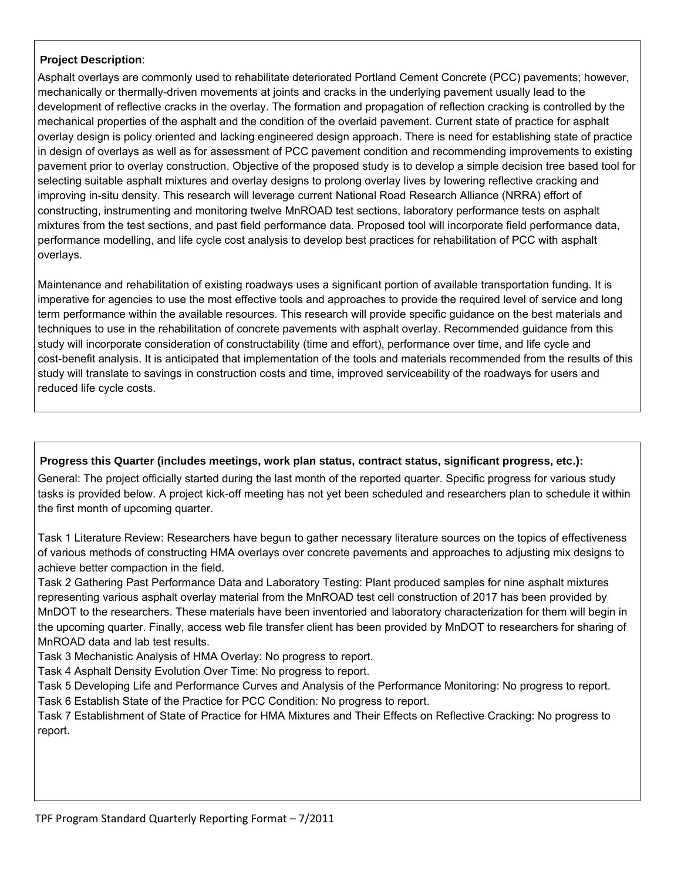**Project Description**:

Asphalt overlays are commonly used to rehabilitate deteriorated Portland Cement Concrete (PCC) pavements; however, mechanically or thermally-driven movements at joints and cracks in the underlying pavement usually lead to the development of reflective cracks in the overlay. The formation and propagation of reflection cracking is controlled by the mechanical properties of the asphalt and the condition of the overlaid pavement. Current state of practice for asphalt overlay design is policy oriented and lacking engineered design approach. There is need for establishing state of practice in design of overlays as well as for assessment of PCC pavement condition and recommending improvements to existing pavement prior to overlay construction. Objective of the proposed study is to develop a simple decision tree based tool for selecting suitable asphalt mixtures and overlay designs to prolong overlay lives by lowering reflective cracking and improving in-situ density. This research will leverage current National Road Research Alliance (NRRA) effort of constructing, instrumenting and monitoring twelve MnROAD test sections, laboratory performance tests on asphalt mixtures from the test sections, and past field performance data. Proposed tool will incorporate field performance data, performance modelling, and life cycle cost analysis to develop best practices for rehabilitation of PCC with asphalt overlays.

Maintenance and rehabilitation of existing roadways uses a significant portion of available transportation funding. It is imperative for agencies to use the most effective tools and approaches to provide the required level of service and long term performance within the available resources. This research will provide specific guidance on the best materials and techniques to use in the rehabilitation of concrete pavements with asphalt overlay. Recommended guidance from this study will incorporate consideration of constructability (time and effort), performance over time, and life cycle and cost-benefit analysis. It is anticipated that implementation of the tools and materials recommended from the results of this study will translate to savings in construction costs and time, improved serviceability of the roadways for users and reduced life cycle costs.

**Progress this Quarter (includes meetings, work plan status, contract status, significant progress, etc.):**

General: The project officially started during the last month of the reported quarter. Specific progress for various study tasks is provided below. A project kick-off meeting has not yet been scheduled and researchers plan to schedule it within the first month of upcoming quarter.

Task 1 Literature Review: Researchers have begun to gather necessary literature sources on the topics of effectiveness of various methods of constructing HMA overlays over concrete pavements and approaches to adjusting mix designs to achieve better compaction in the field.

Task 2 Gathering Past Performance Data and Laboratory Testing: Plant produced samples for nine asphalt mixtures representing various asphalt overlay material from the MnROAD test cell construction of 2017 has been provided by MnDOT to the researchers. These materials have been inventoried and laboratory characterization for them will begin in the upcoming quarter. Finally, access web file transfer client has been provided by MnDOT to researchers for sharing of MnROAD data and lab test results.

Task 3 Mechanistic Analysis of HMA Overlay: No progress to report.

Task 4 Asphalt Density Evolution Over Time: No progress to report.

Task 5 Developing Life and Performance Curves and Analysis of the Performance Monitoring: No progress to report.

Task 6 Establish State of the Practice for PCC Condition: No progress to report.

Task 7 Establishment of State of Practice for HMA Mixtures and Their Effects on Reflective Cracking: No progress to report.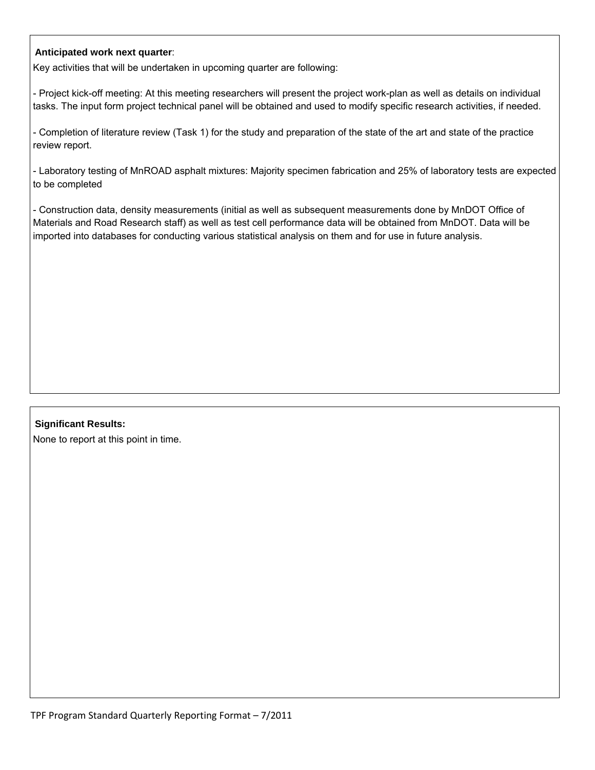**Anticipated work next quarter**:

Key activities that will be undertaken in upcoming quarter are following:

- Project kick-off meeting: At this meeting researchers will present the project work-plan as well as details on individual tasks. The input form project technical panel will be obtained and used to modify specific research activities, if needed.

- Completion of literature review (Task 1) for the study and preparation of the state of the art and state of the practice review report.

- Laboratory testing of MnROAD asphalt mixtures: Majority specimen fabrication and 25% of laboratory tests are expected to be completed

- Construction data, density measurements (initial as well as subsequent measurements done by MnDOT Office of Materials and Road Research staff) as well as test cell performance data will be obtained from MnDOT. Data will be imported into databases for conducting various statistical analysis on them and for use in future analysis.

**Significant Results:**

None to report at this point in time.

TPF Program Standard Quarterly Reporting Format – 7/2011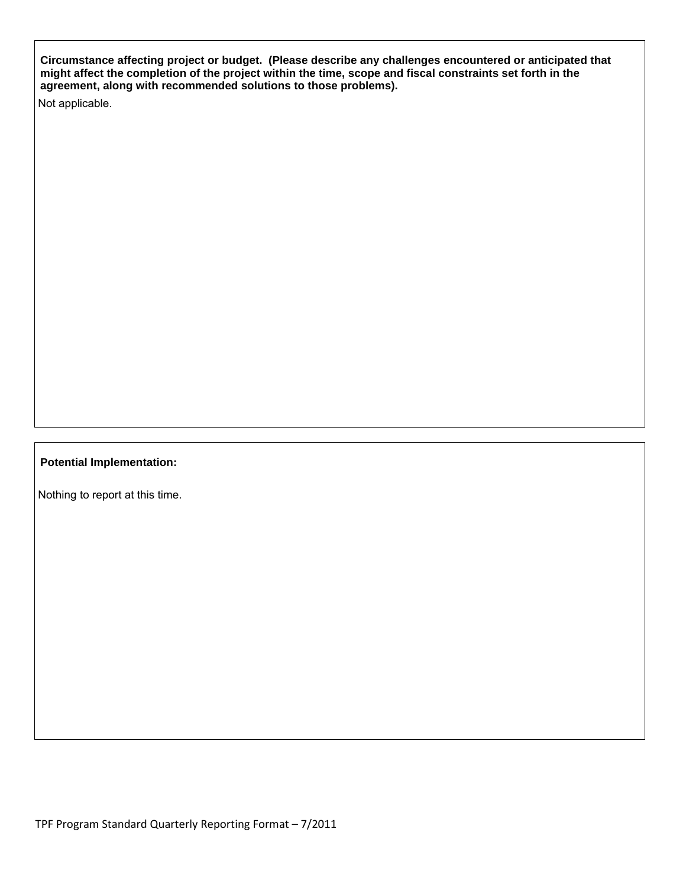**Circumstance affecting project or budget. (Please describe any challenges encountered or anticipated that might affect the completion of the project within the time, scope and fiscal constraints set forth in the agreement, along with recommended solutions to those problems).**

Not applicable.

**Potential Implementation:**

Nothing to report at this time.